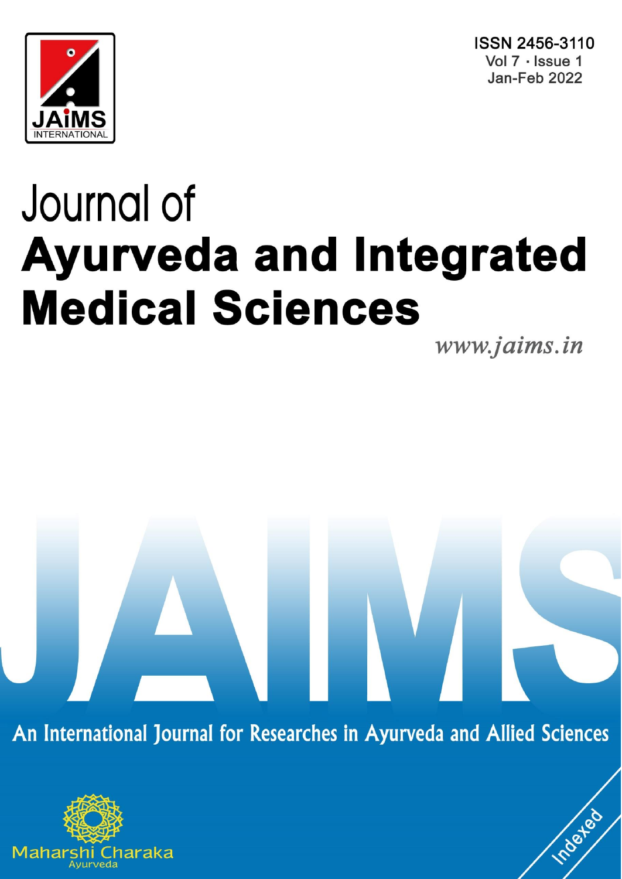ISSN 2456-3110
Vol 7 · Issue 1
Jan-Feb 2022

# Journal of **Ayurveda and Integrated Medical Sciences**

*www.jaims.in*

An International Journal for Researches in Ayurveda and Allied Sciences

Maharshi Charaka
Ayurveda

Indexed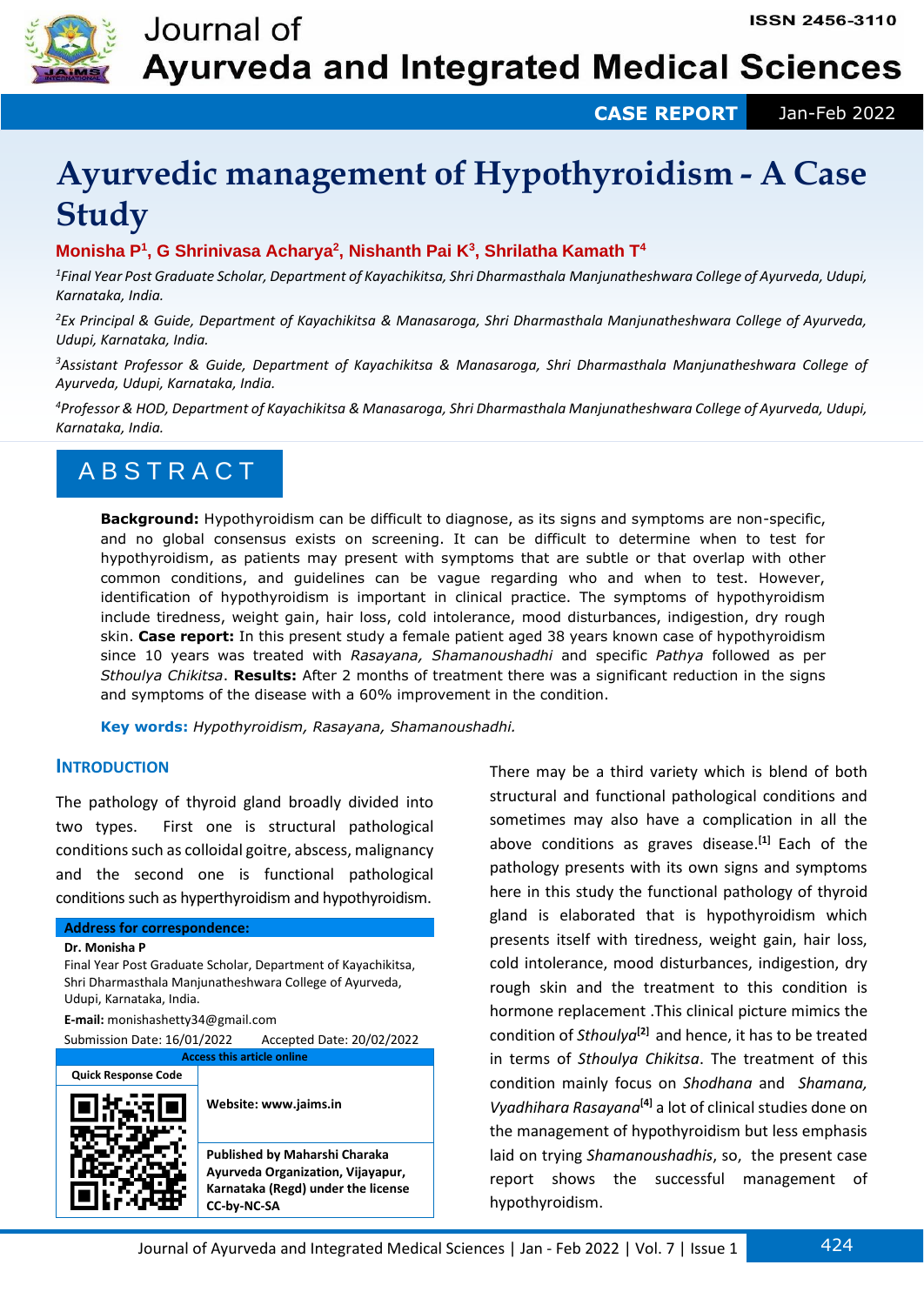# Ayurvedic management of Hypothyroidism - A Case Study

**Monisha P[1], G Shrinivasa Acharya[2], Nishanth Pai K[3], Shrilatha Kamath T[4]**

[1]*Final Year Post Graduate Scholar, Department of Kayachikitsa, Shri Dharmasthala Manjunatheshwara College of Ayurveda, Udupi, Karnataka, India.*

[2]*Ex Principal & Guide, Department of Kayachikitsa & Manasaroga, Shri Dharmasthala Manjunatheshwara College of Ayurveda, Udupi, Karnataka, India.*

[3]*Assistant Professor & Guide, Department of Kayachikitsa & Manasaroga, Shri Dharmasthala Manjunatheshwara College of Ayurveda, Udupi, Karnataka, India.*

[4]*Professor & HOD, Department of Kayachikitsa & Manasaroga, Shri Dharmasthala Manjunatheshwara College of Ayurveda, Udupi, Karnataka, India.*

## ABSTRACT

**Background:** Hypothyroidism can be difficult to diagnose, as its signs and symptoms are non-specific, and no global consensus exists on screening. It can be difficult to determine when to test for hypothyroidism, as patients may present with symptoms that are subtle or that overlap with other common conditions, and guidelines can be vague regarding who and when to test. However, identification of hypothyroidism is important in clinical practice. The symptoms of hypothyroidism include tiredness, weight gain, hair loss, cold intolerance, mood disturbances, indigestion, dry rough skin. **Case report:** In this present study a female patient aged 38 years known case of hypothyroidism since 10 years was treated with *Rasayana, Shamanoushadhi* and specific *Pathya* followed as per *Sthoulya Chikitsa*. **Results:** After 2 months of treatment there was a significant reduction in the signs and symptoms of the disease with a 60% improvement in the condition.

**Key words:** *Hypothyroidism, Rasayana, Shamanoushadhi.*

## INTRODUCTION

The pathology of thyroid gland broadly divided into two types. First one is structural pathological conditions such as colloidal goitre, abscess, malignancy and the second one is functional pathological conditions such as hyperthyroidism and hypothyroidism. There may be a third variety which is blend of both structural and functional pathological conditions and sometimes may also have a complication in all the above conditions as graves disease.[1] Each of the pathology presents with its own signs and symptoms here in this study the functional pathology of thyroid gland is elaborated that is hypothyroidism which presents itself with tiredness, weight gain, hair loss, cold intolerance, mood disturbances, indigestion, dry rough skin and the treatment to this condition is hormone replacement .This clinical picture mimics the condition of *Sthoulya*[2] and hence, it has to be treated in terms of *Sthoulya Chikitsa*. The treatment of this condition mainly focus on *Shodhana* and *Shamana, Vyadhihara Rasayana*[4] a lot of clinical studies done on the management of hypothyroidism but less emphasis laid on trying *Shamanoushadhis*, so, the present case report shows the successful management of hypothyroidism.

**Address for correspondence:**

**Dr. Monisha P**
Final Year Post Graduate Scholar, Department of Kayachikitsa, Shri Dharmasthala Manjunatheshwara College of Ayurveda, Udupi, Karnataka, India.

**E-mail:** monishashetty34@gmail.com

Submission Date: 16/01/2022 Accepted Date: 20/02/2022

| Access this article online | |
|---|---|
| Quick Response Code | **Website: www.jaims.in** |
| | **Published by Maharshi Charaka Ayurveda Organization, Vijayapur, Karnataka (Regd) under the license CC-by-NC-SA** |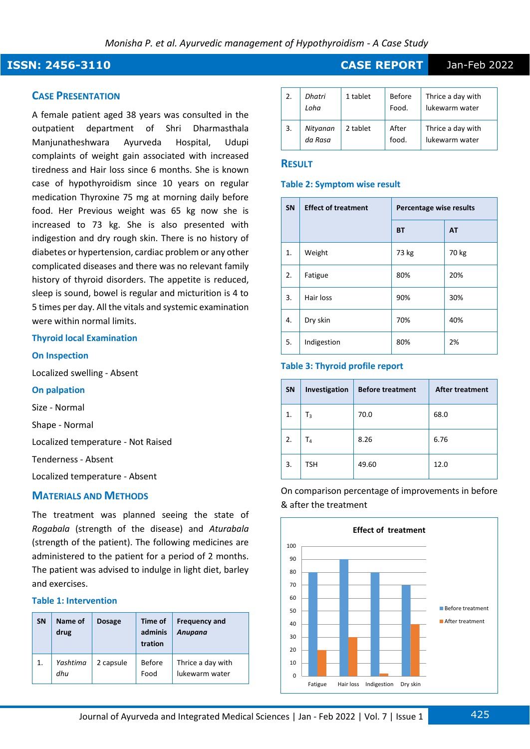## Case Presentation

A female patient aged 38 years was consulted in the outpatient department of Shri Dharmasthala Manjunatheshwara Ayurveda Hospital, Udupi complaints of weight gain associated with increased tiredness and Hair loss since 6 months. She is known case of hypothyroidism since 10 years on regular medication Thyroxine 75 mg at morning daily before food. Her Previous weight was 65 kg now she is increased to 73 kg. She is also presented with indigestion and dry rough skin. There is no history of diabetes or hypertension, cardiac problem or any other complicated diseases and there was no relevant family history of thyroid disorders. The appetite is reduced, sleep is sound, bowel is regular and micturition is 4 to 5 times per day. All the vitals and systemic examination were within normal limits.

### Thyroid local Examination

### On Inspection

Localized swelling - Absent

### On palpation

Size - Normal

Shape - Normal

Localized temperature - Not Raised

Tenderness - Absent

Localized temperature - Absent

## Materials and Methods

The treatment was planned seeing the state of *Rogabala* (strength of the disease) and *Aturabala* (strength of the patient). The following medicines are administered to the patient for a period of 2 months. The patient was advised to indulge in light diet, barley and exercises.

### Table 1: Intervention

| SN | Name of drug | Dosage | Time of administration | Frequency and *Anupana* |
|---|---|---|---|---|
| 1. | *Yashtimadhu* | 2 capsule | Before Food | Thrice a day with lukewarm water |
| 2. | *Dhatri Loha* | 1 tablet | Before Food. | Thrice a day with lukewarm water |
| 3. | *Nityananda Rasa* | 2 tablet | After food. | Thrice a day with lukewarm water |

## Result

### Table 2: Symptom wise result

| SN | Effect of treatment | Percentage wise results | |
|---|---|---|---|
| | | BT | AT |
| 1. | Weight | 73 kg | 70 kg |
| 2. | Fatigue | 80% | 20% |
| 3. | Hair loss | 90% | 30% |
| 4. | Dry skin | 70% | 40% |
| 5. | Indigestion | 80% | 2% |

### Table 3: Thyroid profile report

| SN | Investigation | Before treatment | After treatment |
|---|---|---|---|
| 1. | $T_3$ | 70.0 | 68.0 |
| 2. | $T_4$ | 8.26 | 6.76 |
| 3. | TSH | 49.60 | 12.0 |

On comparison percentage of improvements in before & after the treatment

**Effect of treatment**

| | Fatigue | Hair loss | Indigestion | Dry skin |
|---|---|---|---|---|
| Before treatment | 80 | 90 | 80 | 70 |
| After treatment | 20 | 30 | 2 | 40 |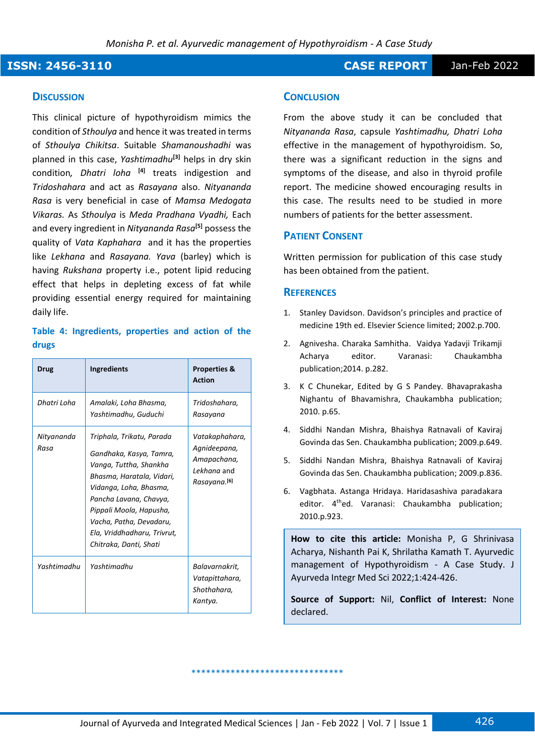## Discussion

This clinical picture of hypothyroidism mimics the condition of *Sthoulya* and hence it was treated in terms of *Sthoulya Chikitsa*. Suitable *Shamanoushadhi* was planned in this case, *Yashtimadhu*[3] helps in dry skin condition, *Dhatri loha* [4] treats indigestion and *Tridoshahara* and act as *Rasayana* also. *Nityananda Rasa* is very beneficial in case of *Mamsa Medogata Vikaras.* As *Sthoulya* is *Meda Pradhana Vyadhi,* Each and every ingredient in *Nityananda Rasa*[5] possess the quality of *Vata Kaphahara* and it has the properties like *Lekhana* and *Rasayana. Yava* (barley) which is having *Rukshana* property i.e., potent lipid reducing effect that helps in depleting excess of fat while providing essential energy required for maintaining daily life.

**Table 4: Ingredients, properties and action of the drugs**

| Drug | Ingredients | Properties & Action |
|---|---|---|
| *Dhatri Loha* | *Amalaki, Loha Bhasma, Yashtimadhu, Guduchi* | *Tridoshahara, Rasayana* |
| *Nityananda Rasa* | *Triphala, Trikatu, Parada Gandhaka, Kasya, Tamra, Vanga, Tuttha, Shankha Bhasma, Haratala, Vidari, Vidanga, Loha, Bhasma, Pancha Lavana, Chavya, Pippali Moola, Hapusha, Vacha, Patha, Devadaru, Ela, Vriddhadharu, Trivrut, Chitraka, Danti, Shati* | *Vatakaphahara, Agnideepana, Amapachana, Lekhana* and *Rasayana.*[6] |
| *Yashtimadhu* | *Yashtimadhu* | *Balavarnakrit, Vatapittahara, Shothahara, Kantya.* |

## Conclusion

From the above study it can be concluded that *Nityananda Rasa*, capsule *Yashtimadhu, Dhatri Loha* effective in the management of hypothyroidism. So, there was a significant reduction in the signs and symptoms of the disease, and also in thyroid profile report. The medicine showed encouraging results in this case. The results need to be studied in more numbers of patients for the better assessment.

## Patient Consent

Written permission for publication of this case study has been obtained from the patient.

## References

1. Stanley Davidson. Davidson's principles and practice of medicine 19th ed. Elsevier Science limited; 2002.p.700.
2. Agnivesha. Charaka Samhitha. Vaidya Yadavji Trikamji Acharya editor. Varanasi: Chaukambha publication;2014. p.282.
3. K C Chunekar, Edited by G S Pandey. Bhavaprakasha Nighantu of Bhavamishra, Chaukambha publication; 2010. p.65.
4. Siddhi Nandan Mishra, Bhaishya Ratnavali of Kaviraj Govinda das Sen. Chaukambha publication; 2009.p.649.
5. Siddhi Nandan Mishra, Bhaishya Ratnavali of Kaviraj Govinda das Sen. Chaukambha publication; 2009.p.836.
6. Vagbhata. Astanga Hridaya. Haridasashiva paradakara editor. 4th ed. Varanasi: Chaukambha publication; 2010.p.923.

**How to cite this article:** Monisha P, G Shrinivasa Acharya, Nishanth Pai K, Shrilatha Kamath T. Ayurvedic management of Hypothyroidism - A Case Study. J Ayurveda Integr Med Sci 2022;1:424-426.

**Source of Support:** Nil, **Conflict of Interest:** None declared.

******************************